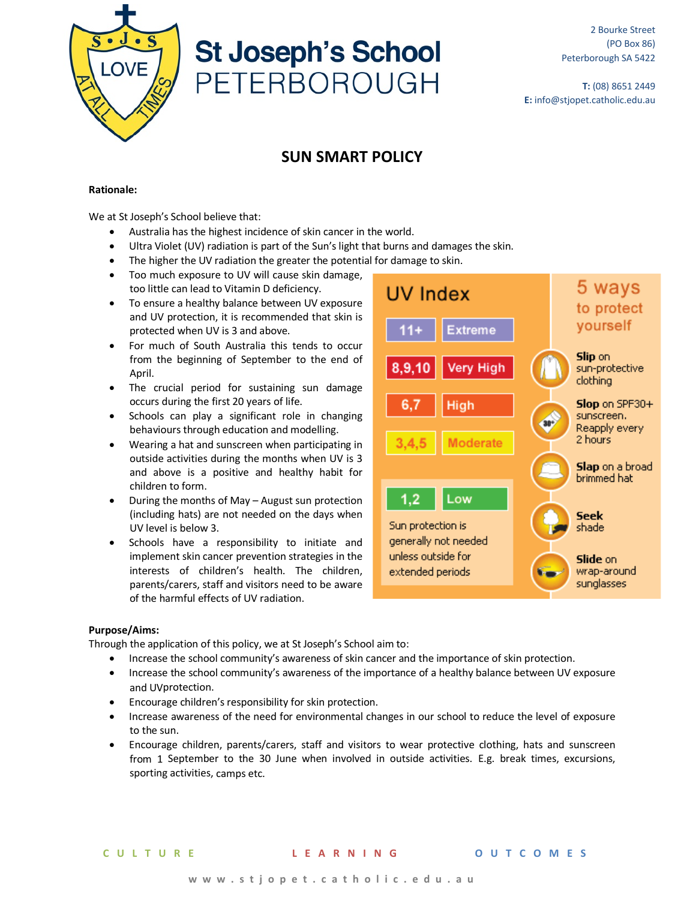# St Joseph's School PETERBOROUGH

2 Bourke Street
(PO Box 86)
Peterborough SA 5422

**T:** (08) 8651 2449
**E:** info@stjopet.catholic.edu.au

## SUN SMART POLICY

**Rationale:**

We at St Joseph's School believe that:

- Australia has the highest incidence of skin cancer in the world.
- Ultra Violet (UV) radiation is part of the Sun's light that burns and damages the skin.
- The higher the UV radiation the greater the potential for damage to skin.
- Too much exposure to UV will cause skin damage, too little can lead to Vitamin D deficiency.
- To ensure a healthy balance between UV exposure and UV protection, it is recommended that skin is protected when UV is 3 and above.
- For much of South Australia this tends to occur from the beginning of September to the end of April.
- The crucial period for sustaining sun damage occurs during the first 20 years of life.
- Schools can play a significant role in changing behaviours through education and modelling.
- Wearing a hat and sunscreen when participating in outside activities during the months when UV is 3 and above is a positive and healthy habit for children to form.
- During the months of May – August sun protection (including hats) are not needed on the days when UV level is below 3.
- Schools have a responsibility to initiate and implement skin cancer prevention strategies in the interests of children's health. The children, parents/carers, staff and visitors need to be aware of the harmful effects of UV radiation.

**UV Index**

| UV Index | Level |
|---|---|
| 11+ | Extreme |
| 8,9,10 | Very High |
| 6,7 | High |
| 3,4,5 | Moderate |
| 1,2 | Low |

Sun protection is generally not needed unless outside for extended periods

**5 ways to protect yourself**

- **Slip** on sun-protective clothing
- **Slop** on SPF30+ sunscreen. Reapply every 2 hours
- **Slap** on a broad brimmed hat
- **Seek** shade
- **Slide** on wrap-around sunglasses

**Purpose/Aims:**

Through the application of this policy, we at St Joseph's School aim to:

- Increase the school community's awareness of skin cancer and the importance of skin protection.
- Increase the school community's awareness of the importance of a healthy balance between UV exposure and UVprotection.
- Encourage children's responsibility for skin protection.
- Increase awareness of the need for environmental changes in our school to reduce the level of exposure to the sun.
- Encourage children, parents/carers, staff and visitors to wear protective clothing, hats and sunscreen from 1 September to the 30 June when involved in outside activities. E.g. break times, excursions, sporting activities, camps etc.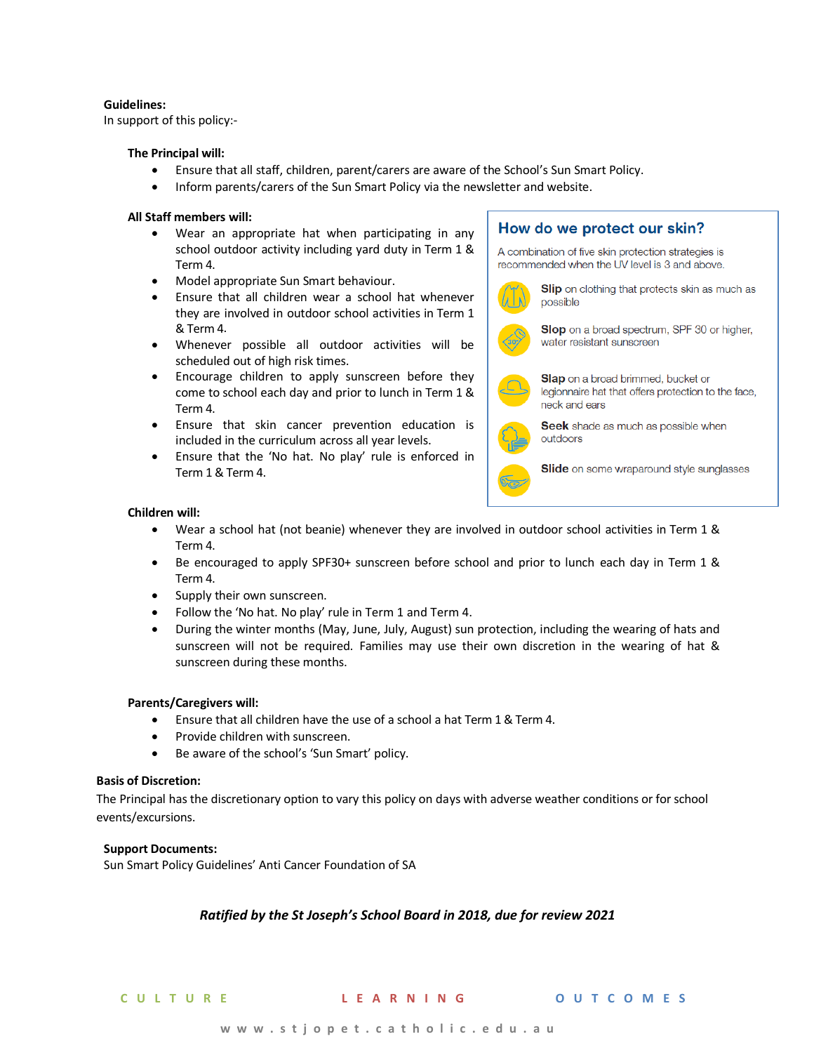**Guidelines:**
In support of this policy:-

**The Principal will:**

- Ensure that all staff, children, parent/carers are aware of the School's Sun Smart Policy.
- Inform parents/carers of the Sun Smart Policy via the newsletter and website.

**All Staff members will:**

- Wear an appropriate hat when participating in any school outdoor activity including yard duty in Term 1 & Term 4.
- Model appropriate Sun Smart behaviour.
- Ensure that all children wear a school hat whenever they are involved in outdoor school activities in Term 1 & Term 4.
- Whenever possible all outdoor activities will be scheduled out of high risk times.
- Encourage children to apply sunscreen before they come to school each day and prior to lunch in Term 1 & Term 4.
- Ensure that skin cancer prevention education is included in the curriculum across all year levels.
- Ensure that the 'No hat. No play' rule is enforced in Term 1 & Term 4.

**How do we protect our skin?**

A combination of five skin protection strategies is recommended when the UV level is 3 and above.

**Slip** on clothing that protects skin as much as possible

**Slop** on a broad spectrum, SPF 30 or higher, water resistant sunscreen

**Slap** on a broad brimmed, bucket or legionnaire hat that offers protection to the face, neck and ears

**Seek** shade as much as possible when outdoors

**Slide** on some wraparound style sunglasses

**Children will:**

- Wear a school hat (not beanie) whenever they are involved in outdoor school activities in Term 1 & Term 4.
- Be encouraged to apply SPF30+ sunscreen before school and prior to lunch each day in Term 1 & Term 4.
- Supply their own sunscreen.
- Follow the 'No hat. No play' rule in Term 1 and Term 4.
- During the winter months (May, June, July, August) sun protection, including the wearing of hats and sunscreen will not be required. Families may use their own discretion in the wearing of hat & sunscreen during these months.

**Parents/Caregivers will:**

- Ensure that all children have the use of a school a hat Term 1 & Term 4.
- Provide children with sunscreen.
- Be aware of the school's 'Sun Smart' policy.

**Basis of Discretion:**
The Principal has the discretionary option to vary this policy on days with adverse weather conditions or for school events/excursions.

**Support Documents:**
Sun Smart Policy Guidelines' Anti Cancer Foundation of SA

***Ratified by the St Joseph's School Board in 2018, due for review 2021***

CULTURE LEARNING OUTCOMES

www.stjopet.catholic.edu.au